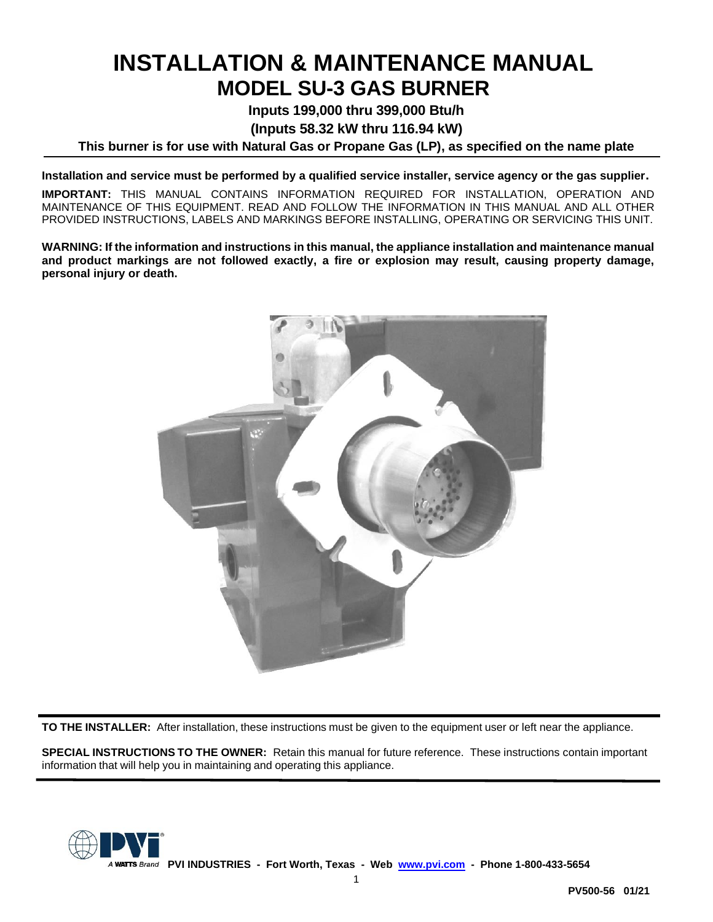# INSTALLATION & MAINTENANCE MANUAL

## MODEL SU-3 GAS BURNER

**Inputs 199,000 thru 399,000 Btu/h**

**(Inputs 58.32 kW thru 116.94 kW)**

**This burner is for use with Natural Gas or Propane Gas (LP), as specified on the name plate**

**Installation and service must be performed by a qualified service installer, service agency or the gas supplier.**

**IMPORTANT:** THIS MANUAL CONTAINS INFORMATION REQUIRED FOR INSTALLATION, OPERATION AND MAINTENANCE OF THIS EQUIPMENT. READ AND FOLLOW THE INFORMATION IN THIS MANUAL AND ALL OTHER PROVIDED INSTRUCTIONS, LABELS AND MARKINGS BEFORE INSTALLING, OPERATING OR SERVICING THIS UNIT.

**WARNING: If the information and instructions in this manual, the appliance installation and maintenance manual and product markings are not followed exactly, a fire or explosion may result, causing property damage, personal injury or death.**

**TO THE INSTALLER:** After installation, these instructions must be given to the equipment user or left near the appliance.

**SPECIAL INSTRUCTIONS TO THE OWNER:** Retain this manual for future reference. These instructions contain important information that will help you in maintaining and operating this appliance.

A WATTS Brand **PVI INDUSTRIES - Fort Worth, Texas - Web www.pvi.com - Phone 1-800-433-5654**

**PV500-56 01/21**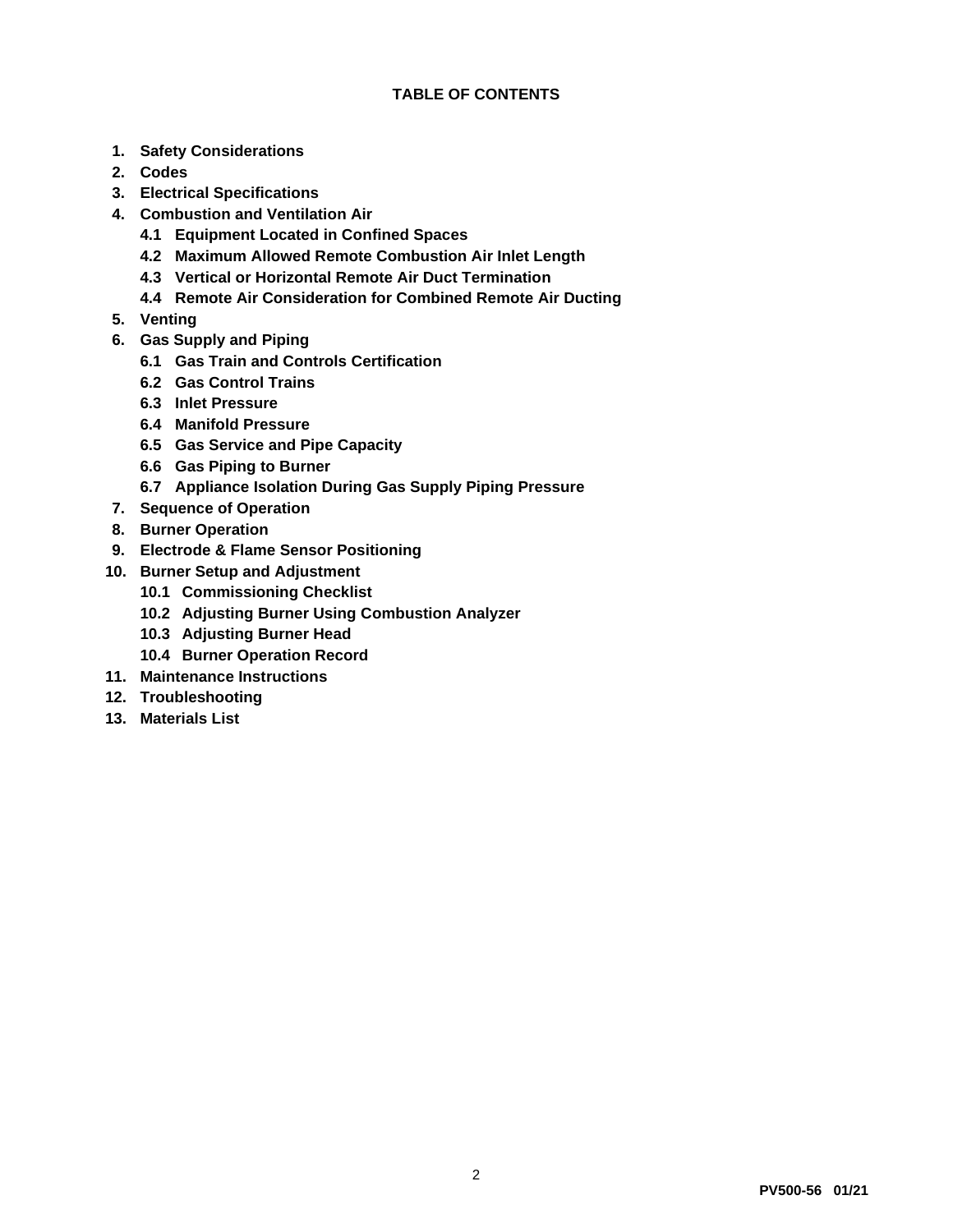**TABLE OF CONTENTS**

1. **Safety Considerations**
2. **Codes**
3. **Electrical Specifications**
4. **Combustion and Ventilation Air**
   - **4.1 Equipment Located in Confined Spaces**
   - **4.2 Maximum Allowed Remote Combustion Air Inlet Length**
   - **4.3 Vertical or Horizontal Remote Air Duct Termination**
   - **4.4 Remote Air Consideration for Combined Remote Air Ducting**
5. **Venting**
6. **Gas Supply and Piping**
   - **6.1 Gas Train and Controls Certification**
   - **6.2 Gas Control Trains**
   - **6.3 Inlet Pressure**
   - **6.4 Manifold Pressure**
   - **6.5 Gas Service and Pipe Capacity**
   - **6.6 Gas Piping to Burner**
   - **6.7 Appliance Isolation During Gas Supply Piping Pressure**
7. **Sequence of Operation**
8. **Burner Operation**
9. **Electrode & Flame Sensor Positioning**
10. **Burner Setup and Adjustment**
    - **10.1 Commissioning Checklist**
    - **10.2 Adjusting Burner Using Combustion Analyzer**
    - **10.3 Adjusting Burner Head**
    - **10.4 Burner Operation Record**
11. **Maintenance Instructions**
12. **Troubleshooting**
13. **Materials List**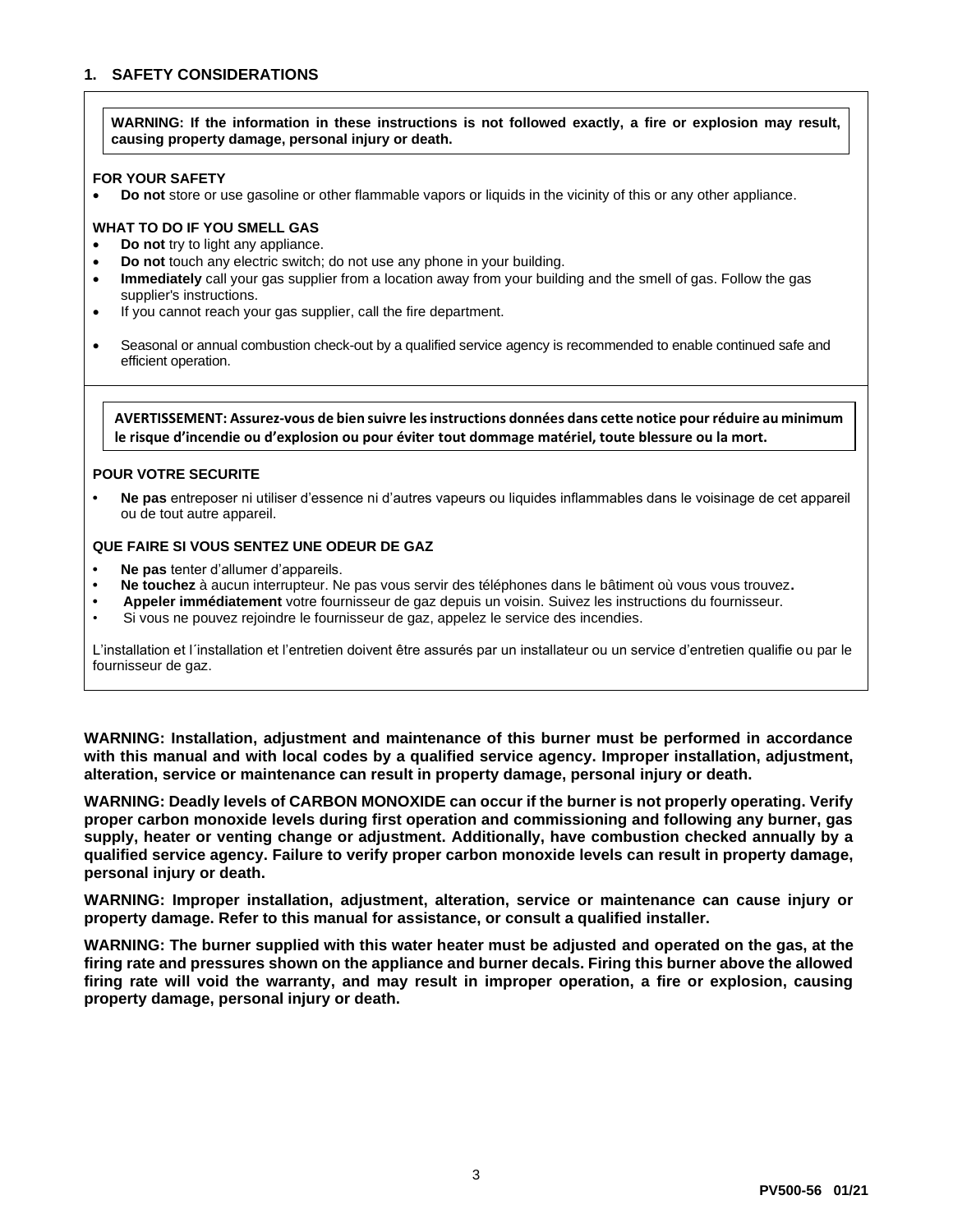## 1. SAFETY CONSIDERATIONS

**WARNING: If the information in these instructions is not followed exactly, a fire or explosion may result, causing property damage, personal injury or death.**

**FOR YOUR SAFETY**

- **Do not** store or use gasoline or other flammable vapors or liquids in the vicinity of this or any other appliance.

**WHAT TO DO IF YOU SMELL GAS**

- **Do not** try to light any appliance.
- **Do not** touch any electric switch; do not use any phone in your building.
- **Immediately** call your gas supplier from a location away from your building and the smell of gas. Follow the gas supplier's instructions.
- If you cannot reach your gas supplier, call the fire department.

- Seasonal or annual combustion check-out by a qualified service agency is recommended to enable continued safe and efficient operation.

**AVERTISSEMENT: Assurez-vous de bien suivre les instructions données dans cette notice pour réduire au minimum le risque d'incendie ou d'explosion ou pour éviter tout dommage matériel, toute blessure ou la mort.**

**POUR VOTRE SECURITE**

- **Ne pas** entreposer ni utiliser d'essence ni d'autres vapeurs ou liquides inflammables dans le voisinage de cet appareil ou de tout autre appareil.

**QUE FAIRE SI VOUS SENTEZ UNE ODEUR DE GAZ**

- **Ne pas** tenter d'allumer d'appareils.
- **Ne touchez** à aucun interrupteur. Ne pas vous servir des téléphones dans le bâtiment où vous vous trouvez.
- **Appeler immédiatement** votre fournisseur de gaz depuis un voisin. Suivez les instructions du fournisseur.
- Si vous ne pouvez rejoindre le fournisseur de gaz, appelez le service des incendies.

L'installation et l´installation et l'entretien doivent être assurés par un installateur ou un service d'entretien qualifie ou par le fournisseur de gaz.

**WARNING: Installation, adjustment and maintenance of this burner must be performed in accordance with this manual and with local codes by a qualified service agency. Improper installation, adjustment, alteration, service or maintenance can result in property damage, personal injury or death.**

**WARNING: Deadly levels of CARBON MONOXIDE can occur if the burner is not properly operating. Verify proper carbon monoxide levels during first operation and commissioning and following any burner, gas supply, heater or venting change or adjustment. Additionally, have combustion checked annually by a qualified service agency. Failure to verify proper carbon monoxide levels can result in property damage, personal injury or death.**

**WARNING: Improper installation, adjustment, alteration, service or maintenance can cause injury or property damage. Refer to this manual for assistance, or consult a qualified installer.**

**WARNING: The burner supplied with this water heater must be adjusted and operated on the gas, at the firing rate and pressures shown on the appliance and burner decals. Firing this burner above the allowed firing rate will void the warranty, and may result in improper operation, a fire or explosion, causing property damage, personal injury or death.**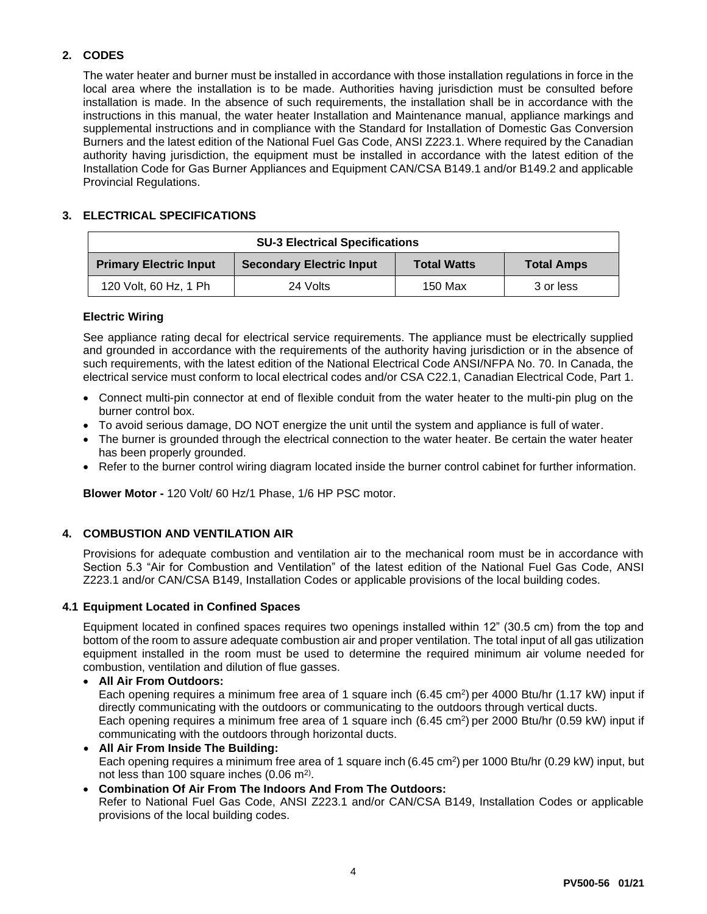## 2. CODES

The water heater and burner must be installed in accordance with those installation regulations in force in the local area where the installation is to be made. Authorities having jurisdiction must be consulted before installation is made. In the absence of such requirements, the installation shall be in accordance with the instructions in this manual, the water heater Installation and Maintenance manual, appliance markings and supplemental instructions and in compliance with the Standard for Installation of Domestic Gas Conversion Burners and the latest edition of the National Fuel Gas Code, ANSI Z223.1. Where required by the Canadian authority having jurisdiction, the equipment must be installed in accordance with the latest edition of the Installation Code for Gas Burner Appliances and Equipment CAN/CSA B149.1 and/or B149.2 and applicable Provincial Regulations.

## 3. ELECTRICAL SPECIFICATIONS

| SU-3 Electrical Specifications | | | |
|---|---|---|---|
| **Primary Electric Input** | **Secondary Electric Input** | **Total Watts** | **Total Amps** |
| 120 Volt, 60 Hz, 1 Ph | 24 Volts | 150 Max | 3 or less |

### Electric Wiring

See appliance rating decal for electrical service requirements. The appliance must be electrically supplied and grounded in accordance with the requirements of the authority having jurisdiction or in the absence of such requirements, with the latest edition of the National Electrical Code ANSI/NFPA No. 70. In Canada, the electrical service must conform to local electrical codes and/or CSA C22.1, Canadian Electrical Code, Part 1.

- Connect multi-pin connector at end of flexible conduit from the water heater to the multi-pin plug on the burner control box.
- To avoid serious damage, DO NOT energize the unit until the system and appliance is full of water.
- The burner is grounded through the electrical connection to the water heater. Be certain the water heater has been properly grounded.
- Refer to the burner control wiring diagram located inside the burner control cabinet for further information.

**Blower Motor -** 120 Volt/ 60 Hz/1 Phase, 1/6 HP PSC motor.

## 4. COMBUSTION AND VENTILATION AIR

Provisions for adequate combustion and ventilation air to the mechanical room must be in accordance with Section 5.3 "Air for Combustion and Ventilation" of the latest edition of the National Fuel Gas Code, ANSI Z223.1 and/or CAN/CSA B149, Installation Codes or applicable provisions of the local building codes.

### 4.1 Equipment Located in Confined Spaces

Equipment located in confined spaces requires two openings installed within 12" (30.5 cm) from the top and bottom of the room to assure adequate combustion air and proper ventilation. The total input of all gas utilization equipment installed in the room must be used to determine the required minimum air volume needed for combustion, ventilation and dilution of flue gasses.

- **All Air From Outdoors:**
  Each opening requires a minimum free area of 1 square inch (6.45 cm$^2$) per 4000 Btu/hr (1.17 kW) input if directly communicating with the outdoors or communicating to the outdoors through vertical ducts.
  Each opening requires a minimum free area of 1 square inch (6.45 cm$^2$) per 2000 Btu/hr (0.59 kW) input if communicating with the outdoors through horizontal ducts.
- **All Air From Inside The Building:**
  Each opening requires a minimum free area of 1 square inch (6.45 cm$^2$) per 1000 Btu/hr (0.29 kW) input, but not less than 100 square inches (0.06 m$^2$).
- **Combination Of Air From The Indoors And From The Outdoors:**
  Refer to National Fuel Gas Code, ANSI Z223.1 and/or CAN/CSA B149, Installation Codes or applicable provisions of the local building codes.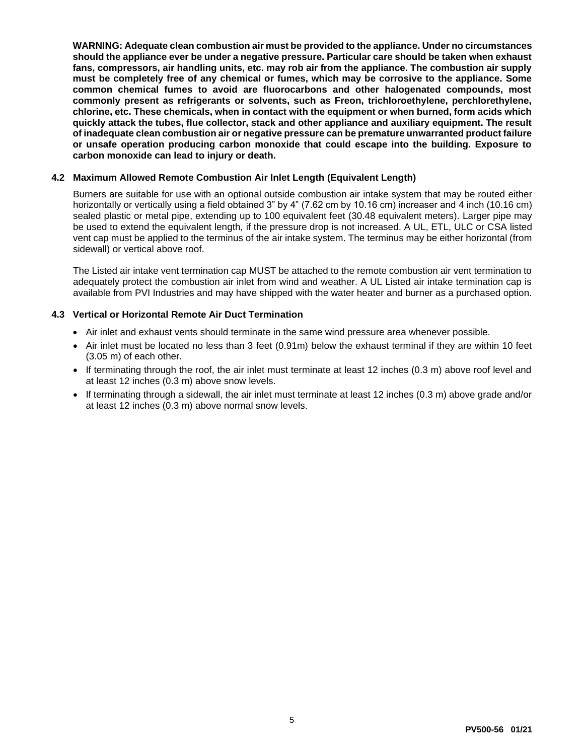**WARNING: Adequate clean combustion air must be provided to the appliance. Under no circumstances should the appliance ever be under a negative pressure. Particular care should be taken when exhaust fans, compressors, air handling units, etc. may rob air from the appliance. The combustion air supply must be completely free of any chemical or fumes, which may be corrosive to the appliance. Some common chemical fumes to avoid are fluorocarbons and other halogenated compounds, most commonly present as refrigerants or solvents, such as Freon, trichloroethylene, perchlorethylene, chlorine, etc. These chemicals, when in contact with the equipment or when burned, form acids which quickly attack the tubes, flue collector, stack and other appliance and auxiliary equipment. The result of inadequate clean combustion air or negative pressure can be premature unwarranted product failure or unsafe operation producing carbon monoxide that could escape into the building. Exposure to carbon monoxide can lead to injury or death.**

### 4.2 Maximum Allowed Remote Combustion Air Inlet Length (Equivalent Length)

Burners are suitable for use with an optional outside combustion air intake system that may be routed either horizontally or vertically using a field obtained 3" by 4" (7.62 cm by 10.16 cm) increaser and 4 inch (10.16 cm) sealed plastic or metal pipe, extending up to 100 equivalent feet (30.48 equivalent meters). Larger pipe may be used to extend the equivalent length, if the pressure drop is not increased. A UL, ETL, ULC or CSA listed vent cap must be applied to the terminus of the air intake system. The terminus may be either horizontal (from sidewall) or vertical above roof.

The Listed air intake vent termination cap MUST be attached to the remote combustion air vent termination to adequately protect the combustion air inlet from wind and weather. A UL Listed air intake termination cap is available from PVI Industries and may have shipped with the water heater and burner as a purchased option.

### 4.3 Vertical or Horizontal Remote Air Duct Termination

- Air inlet and exhaust vents should terminate in the same wind pressure area whenever possible.
- Air inlet must be located no less than 3 feet (0.91m) below the exhaust terminal if they are within 10 feet (3.05 m) of each other.
- If terminating through the roof, the air inlet must terminate at least 12 inches (0.3 m) above roof level and at least 12 inches (0.3 m) above snow levels.
- If terminating through a sidewall, the air inlet must terminate at least 12 inches (0.3 m) above grade and/or at least 12 inches (0.3 m) above normal snow levels.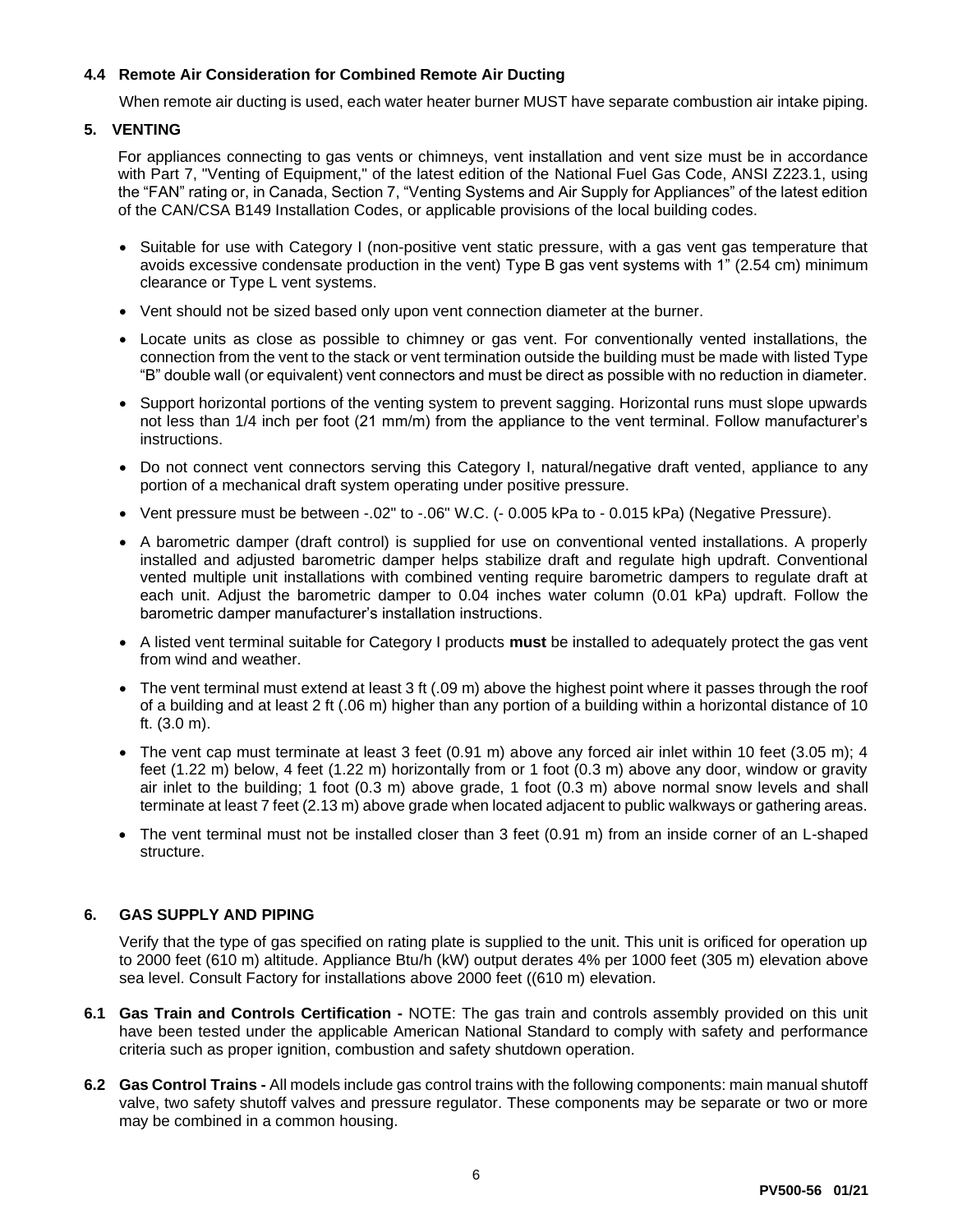### 4.4 Remote Air Consideration for Combined Remote Air Ducting

When remote air ducting is used, each water heater burner MUST have separate combustion air intake piping.

## 5. VENTING

For appliances connecting to gas vents or chimneys, vent installation and vent size must be in accordance with Part 7, "Venting of Equipment," of the latest edition of the National Fuel Gas Code, ANSI Z223.1, using the "FAN" rating or, in Canada, Section 7, "Venting Systems and Air Supply for Appliances" of the latest edition of the CAN/CSA B149 Installation Codes, or applicable provisions of the local building codes.

- Suitable for use with Category I (non-positive vent static pressure, with a gas vent gas temperature that avoids excessive condensate production in the vent) Type B gas vent systems with 1" (2.54 cm) minimum clearance or Type L vent systems.
- Vent should not be sized based only upon vent connection diameter at the burner.
- Locate units as close as possible to chimney or gas vent. For conventionally vented installations, the connection from the vent to the stack or vent termination outside the building must be made with listed Type "B" double wall (or equivalent) vent connectors and must be direct as possible with no reduction in diameter.
- Support horizontal portions of the venting system to prevent sagging. Horizontal runs must slope upwards not less than 1/4 inch per foot (21 mm/m) from the appliance to the vent terminal. Follow manufacturer's instructions.
- Do not connect vent connectors serving this Category I, natural/negative draft vented, appliance to any portion of a mechanical draft system operating under positive pressure.
- Vent pressure must be between -.02" to -.06" W.C. (- 0.005 kPa to - 0.015 kPa) (Negative Pressure).
- A barometric damper (draft control) is supplied for use on conventional vented installations. A properly installed and adjusted barometric damper helps stabilize draft and regulate high updraft. Conventional vented multiple unit installations with combined venting require barometric dampers to regulate draft at each unit. Adjust the barometric damper to 0.04 inches water column (0.01 kPa) updraft. Follow the barometric damper manufacturer's installation instructions.
- A listed vent terminal suitable for Category I products **must** be installed to adequately protect the gas vent from wind and weather.
- The vent terminal must extend at least 3 ft (.09 m) above the highest point where it passes through the roof of a building and at least 2 ft (.06 m) higher than any portion of a building within a horizontal distance of 10 ft. (3.0 m).
- The vent cap must terminate at least 3 feet (0.91 m) above any forced air inlet within 10 feet (3.05 m); 4 feet (1.22 m) below, 4 feet (1.22 m) horizontally from or 1 foot (0.3 m) above any door, window or gravity air inlet to the building; 1 foot (0.3 m) above grade, 1 foot (0.3 m) above normal snow levels and shall terminate at least 7 feet (2.13 m) above grade when located adjacent to public walkways or gathering areas.
- The vent terminal must not be installed closer than 3 feet (0.91 m) from an inside corner of an L-shaped structure.

## 6. GAS SUPPLY AND PIPING

Verify that the type of gas specified on rating plate is supplied to the unit. This unit is orificed for operation up to 2000 feet (610 m) altitude. Appliance Btu/h (kW) output derates 4% per 1000 feet (305 m) elevation above sea level. Consult Factory for installations above 2000 feet ((610 m) elevation.

**6.1 Gas Train and Controls Certification -** NOTE: The gas train and controls assembly provided on this unit have been tested under the applicable American National Standard to comply with safety and performance criteria such as proper ignition, combustion and safety shutdown operation.

**6.2 Gas Control Trains -** All models include gas control trains with the following components: main manual shutoff valve, two safety shutoff valves and pressure regulator. These components may be separate or two or more may be combined in a common housing.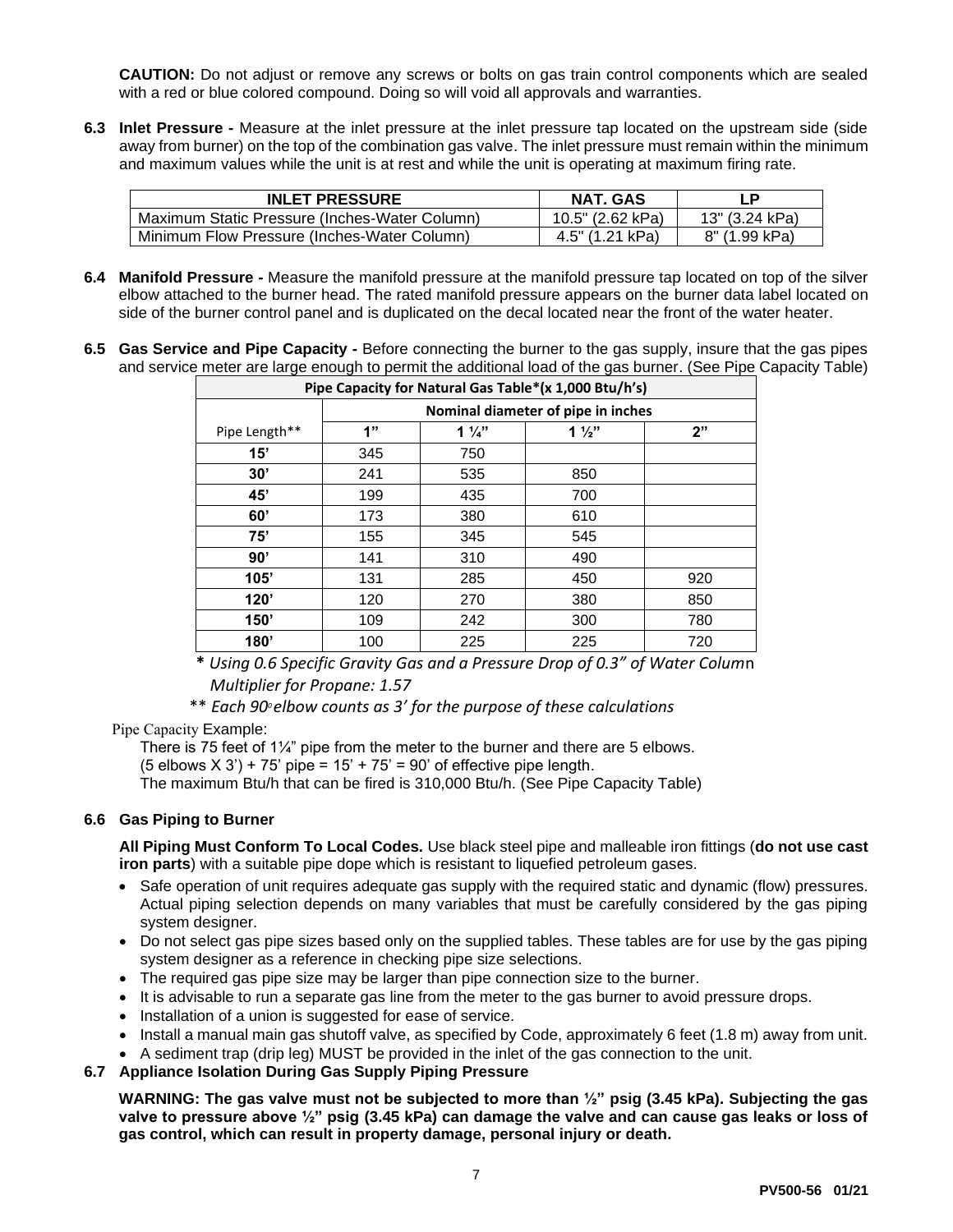**CAUTION:** Do not adjust or remove any screws or bolts on gas train control components which are sealed with a red or blue colored compound. Doing so will void all approvals and warranties.

**6.3 Inlet Pressure -** Measure at the inlet pressure at the inlet pressure tap located on the upstream side (side away from burner) on the top of the combination gas valve. The inlet pressure must remain within the minimum and maximum values while the unit is at rest and while the unit is operating at maximum firing rate.

| INLET PRESSURE | NAT. GAS | LP |
|---|---|---|
| Maximum Static Pressure (Inches-Water Column) | 10.5" (2.62 kPa) | 13" (3.24 kPa) |
| Minimum Flow Pressure (Inches-Water Column) | 4.5" (1.21 kPa) | 8" (1.99 kPa) |

**6.4 Manifold Pressure -** Measure the manifold pressure at the manifold pressure tap located on top of the silver elbow attached to the burner head. The rated manifold pressure appears on the burner data label located on side of the burner control panel and is duplicated on the decal located near the front of the water heater.

**6.5 Gas Service and Pipe Capacity -** Before connecting the burner to the gas supply, insure that the gas pipes and service meter are large enough to permit the additional load of the gas burner. (See Pipe Capacity Table)

**Pipe Capacity for Natural Gas Table*(x 1,000 Btu/h's)**

| | Nominal diameter of pipe in inches | | | |
|---|---|---|---|---|
| Pipe Length** | **1"** | **1 ¼"** | **1 ½"** | **2"** |
| **15'** | 345 | 750 | | |
| **30'** | 241 | 535 | 850 | |
| **45'** | 199 | 435 | 700 | |
| **60'** | 173 | 380 | 610 | |
| **75'** | 155 | 345 | 545 | |
| **90'** | 141 | 310 | 490 | |
| **105'** | 131 | 285 | 450 | 920 |
| **120'** | 120 | 270 | 380 | 850 |
| **150'** | 109 | 242 | 300 | 780 |
| **180'** | 100 | 225 | 225 | 720 |

\* *Using 0.6 Specific Gravity Gas and a Pressure Drop of 0.3" of Water Column*
*Multiplier for Propane: 1.57*

\*\* *Each 90° elbow counts as 3' for the purpose of these calculations*

Pipe Capacity Example:

There is 75 feet of 1¼" pipe from the meter to the burner and there are 5 elbows.
(5 elbows X 3') + 75' pipe = 15' + 75' = 90' of effective pipe length.
The maximum Btu/h that can be fired is 310,000 Btu/h. (See Pipe Capacity Table)

**6.6 Gas Piping to Burner**

**All Piping Must Conform To Local Codes.** Use black steel pipe and malleable iron fittings (**do not use cast iron parts**) with a suitable pipe dope which is resistant to liquefied petroleum gases.

- Safe operation of unit requires adequate gas supply with the required static and dynamic (flow) pressures. Actual piping selection depends on many variables that must be carefully considered by the gas piping system designer.
- Do not select gas pipe sizes based only on the supplied tables. These tables are for use by the gas piping system designer as a reference in checking pipe size selections.
- The required gas pipe size may be larger than pipe connection size to the burner.
- It is advisable to run a separate gas line from the meter to the gas burner to avoid pressure drops.
- Installation of a union is suggested for ease of service.
- Install a manual main gas shutoff valve, as specified by Code, approximately 6 feet (1.8 m) away from unit.
- A sediment trap (drip leg) MUST be provided in the inlet of the gas connection to the unit.

**6.7 Appliance Isolation During Gas Supply Piping Pressure**

**WARNING: The gas valve must not be subjected to more than ½" psig (3.45 kPa). Subjecting the gas valve to pressure above ½" psig (3.45 kPa) can damage the valve and can cause gas leaks or loss of gas control, which can result in property damage, personal injury or death.**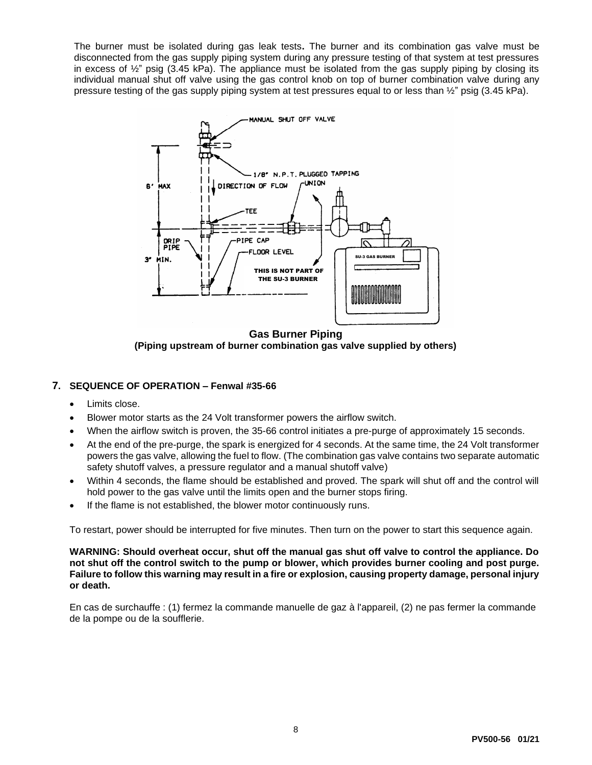The burner must be isolated during gas leak tests**.** The burner and its combination gas valve must be disconnected from the gas supply piping system during any pressure testing of that system at test pressures in excess of ½" psig (3.45 kPa). The appliance must be isolated from the gas supply piping by closing its individual manual shut off valve using the gas control knob on top of burner combination valve during any pressure testing of the gas supply piping system at test pressures equal to or less than ½" psig (3.45 kPa).

**Gas Burner Piping**
**(Piping upstream of burner combination gas valve supplied by others)**

## 7. SEQUENCE OF OPERATION – Fenwal #35-66

- Limits close.
- Blower motor starts as the 24 Volt transformer powers the airflow switch.
- When the airflow switch is proven, the 35-66 control initiates a pre-purge of approximately 15 seconds.
- At the end of the pre-purge, the spark is energized for 4 seconds. At the same time, the 24 Volt transformer powers the gas valve, allowing the fuel to flow. (The combination gas valve contains two separate automatic safety shutoff valves, a pressure regulator and a manual shutoff valve)
- Within 4 seconds, the flame should be established and proved. The spark will shut off and the control will hold power to the gas valve until the limits open and the burner stops firing.
- If the flame is not established, the blower motor continuously runs.

To restart, power should be interrupted for five minutes. Then turn on the power to start this sequence again.

**WARNING: Should overheat occur, shut off the manual gas shut off valve to control the appliance. Do not shut off the control switch to the pump or blower, which provides burner cooling and post purge. Failure to follow this warning may result in a fire or explosion, causing property damage, personal injury or death.**

En cas de surchauffe : (1) fermez la commande manuelle de gaz à l'appareil, (2) ne pas fermer la commande de la pompe ou de la soufflerie.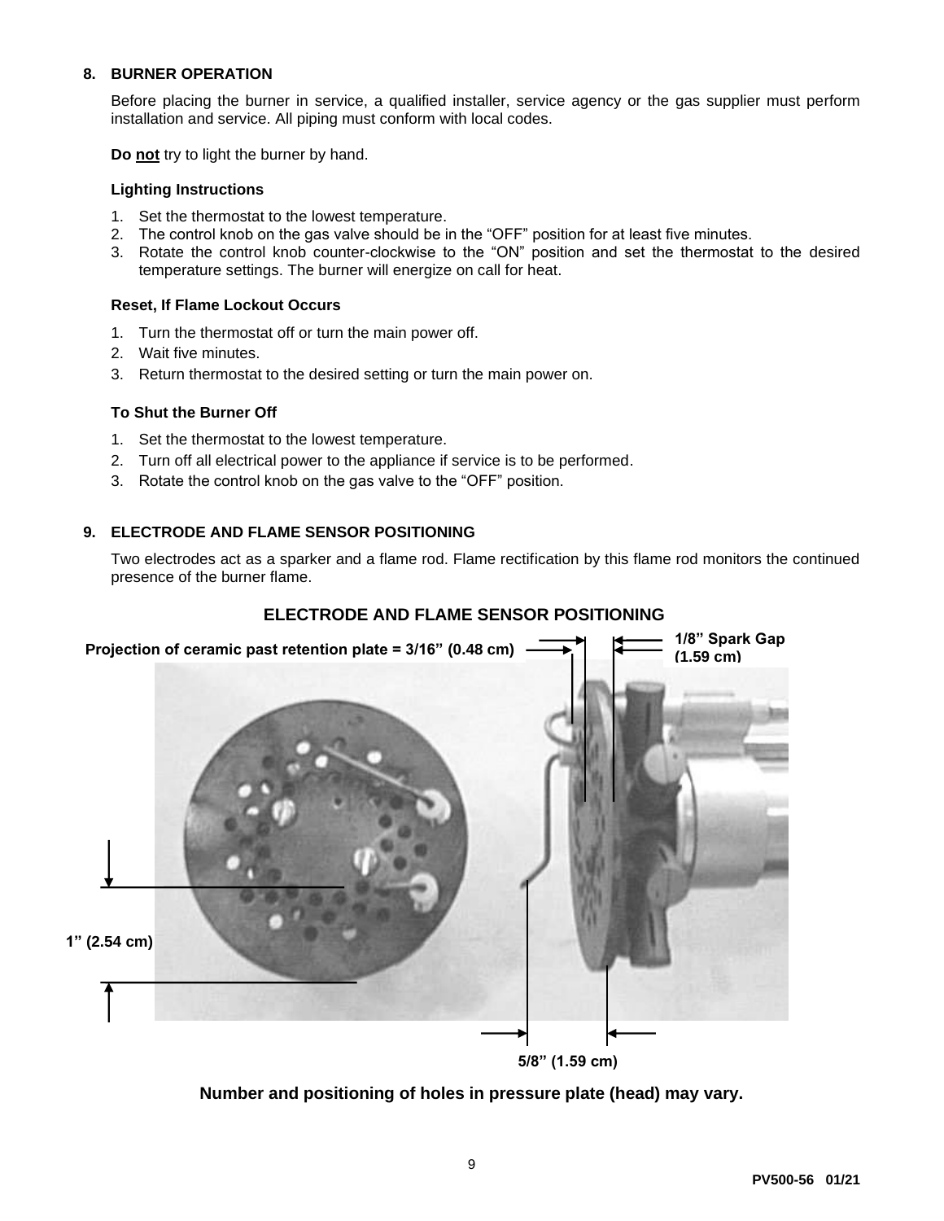## 8. BURNER OPERATION

Before placing the burner in service, a qualified installer, service agency or the gas supplier must perform installation and service. All piping must conform with local codes.

**Do not** try to light the burner by hand.

### Lighting Instructions

1. Set the thermostat to the lowest temperature.
2. The control knob on the gas valve should be in the "OFF" position for at least five minutes.
3. Rotate the control knob counter-clockwise to the "ON" position and set the thermostat to the desired temperature settings. The burner will energize on call for heat.

### Reset, If Flame Lockout Occurs

1. Turn the thermostat off or turn the main power off.
2. Wait five minutes.
3. Return thermostat to the desired setting or turn the main power on.

### To Shut the Burner Off

1. Set the thermostat to the lowest temperature.
2. Turn off all electrical power to the appliance if service is to be performed.
3. Rotate the control knob on the gas valve to the "OFF" position.

## 9. ELECTRODE AND FLAME SENSOR POSITIONING

Two electrodes act as a sparker and a flame rod. Flame rectification by this flame rod monitors the continued presence of the burner flame.

**ELECTRODE AND FLAME SENSOR POSITIONING**

Projection of ceramic past retention plate = 3/16" (0.48 cm)

1/8" Spark Gap (1.59 cm)

1" (2.54 cm)

5/8" (1.59 cm)

**Number and positioning of holes in pressure plate (head) may vary.**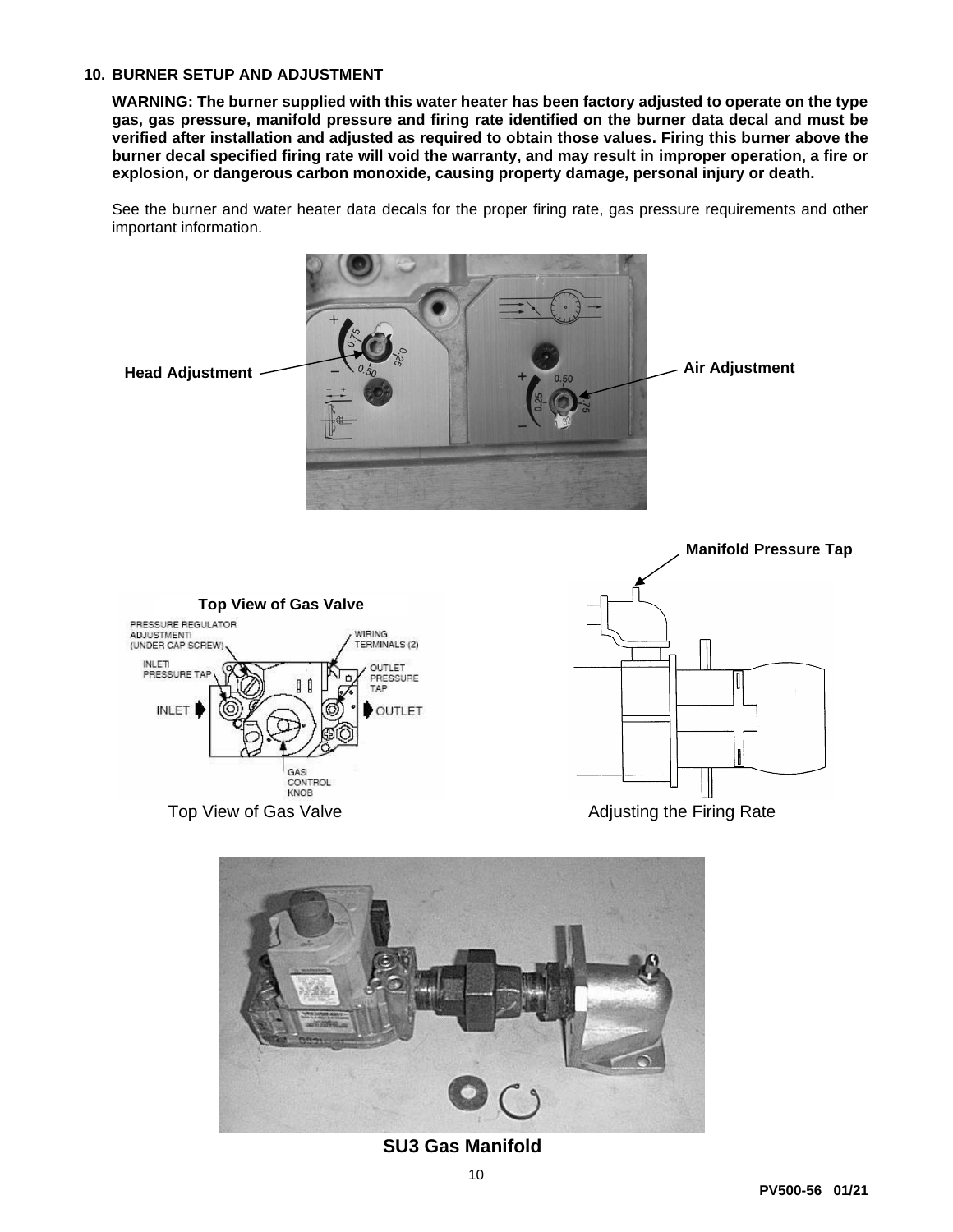## 10. BURNER SETUP AND ADJUSTMENT

**WARNING: The burner supplied with this water heater has been factory adjusted to operate on the type gas, gas pressure, manifold pressure and firing rate identified on the burner data decal and must be verified after installation and adjusted as required to obtain those values. Firing this burner above the burner decal specified firing rate will void the warranty, and may result in improper operation, a fire or explosion, or dangerous carbon monoxide, causing property damage, personal injury or death.**

See the burner and water heater data decals for the proper firing rate, gas pressure requirements and other important information.

**Head Adjustment** **Air Adjustment**

**Manifold Pressure Tap**

**Top View of Gas Valve**

Top View of Gas Valve

Adjusting the Firing Rate

**SU3 Gas Manifold**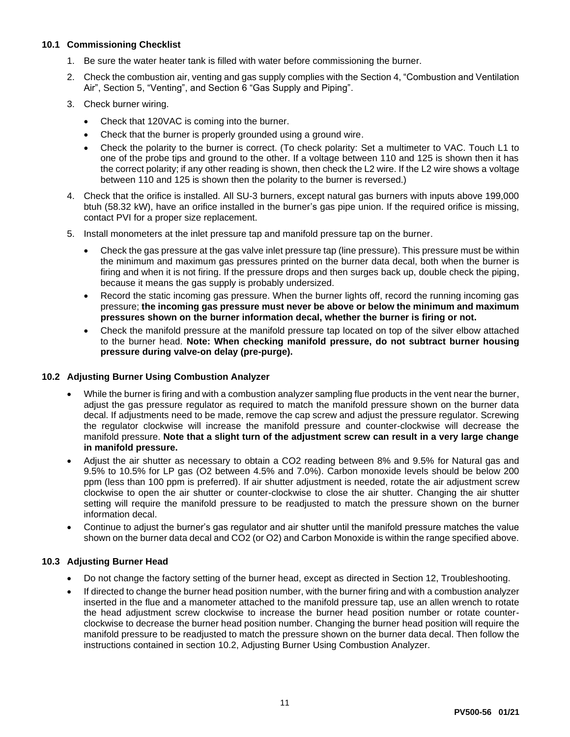### 10.1 Commissioning Checklist

1. Be sure the water heater tank is filled with water before commissioning the burner.
2. Check the combustion air, venting and gas supply complies with the Section 4, "Combustion and Ventilation Air", Section 5, "Venting", and Section 6 "Gas Supply and Piping".
3. Check burner wiring.
   - Check that 120VAC is coming into the burner.
   - Check that the burner is properly grounded using a ground wire.
   - Check the polarity to the burner is correct. (To check polarity: Set a multimeter to VAC. Touch L1 to one of the probe tips and ground to the other. If a voltage between 110 and 125 is shown then it has the correct polarity; if any other reading is shown, then check the L2 wire. If the L2 wire shows a voltage between 110 and 125 is shown then the polarity to the burner is reversed.)
4. Check that the orifice is installed. All SU-3 burners, except natural gas burners with inputs above 199,000 btuh (58.32 kW), have an orifice installed in the burner's gas pipe union. If the required orifice is missing, contact PVI for a proper size replacement.
5. Install monometers at the inlet pressure tap and manifold pressure tap on the burner.
   - Check the gas pressure at the gas valve inlet pressure tap (line pressure). This pressure must be within the minimum and maximum gas pressures printed on the burner data decal, both when the burner is firing and when it is not firing. If the pressure drops and then surges back up, double check the piping, because it means the gas supply is probably undersized.
   - Record the static incoming gas pressure. When the burner lights off, record the running incoming gas pressure; **the incoming gas pressure must never be above or below the minimum and maximum pressures shown on the burner information decal, whether the burner is firing or not.**
   - Check the manifold pressure at the manifold pressure tap located on top of the silver elbow attached to the burner head. **Note: When checking manifold pressure, do not subtract burner housing pressure during valve-on delay (pre-purge).**

### 10.2 Adjusting Burner Using Combustion Analyzer

- While the burner is firing and with a combustion analyzer sampling flue products in the vent near the burner, adjust the gas pressure regulator as required to match the manifold pressure shown on the burner data decal. If adjustments need to be made, remove the cap screw and adjust the pressure regulator. Screwing the regulator clockwise will increase the manifold pressure and counter-clockwise will decrease the manifold pressure. **Note that a slight turn of the adjustment screw can result in a very large change in manifold pressure.**
- Adjust the air shutter as necessary to obtain a $CO_2$ reading between 8% and 9.5% for Natural gas and 9.5% to 10.5% for LP gas ($O_2$ between 4.5% and 7.0%). Carbon monoxide levels should be below 200 ppm (less than 100 ppm is preferred). If air shutter adjustment is needed, rotate the air adjustment screw clockwise to open the air shutter or counter-clockwise to close the air shutter. Changing the air shutter setting will require the manifold pressure to be readjusted to match the pressure shown on the burner information decal.
- Continue to adjust the burner's gas regulator and air shutter until the manifold pressure matches the value shown on the burner data decal and $CO_2$ (or $O_2$) and Carbon Monoxide is within the range specified above.

### 10.3 Adjusting Burner Head

- Do not change the factory setting of the burner head, except as directed in Section 12, Troubleshooting.
- If directed to change the burner head position number, with the burner firing and with a combustion analyzer inserted in the flue and a manometer attached to the manifold pressure tap, use an allen wrench to rotate the head adjustment screw clockwise to increase the burner head position number or rotate counter-clockwise to decrease the burner head position number. Changing the burner head position will require the manifold pressure to be readjusted to match the pressure shown on the burner data decal. Then follow the instructions contained in section 10.2, Adjusting Burner Using Combustion Analyzer.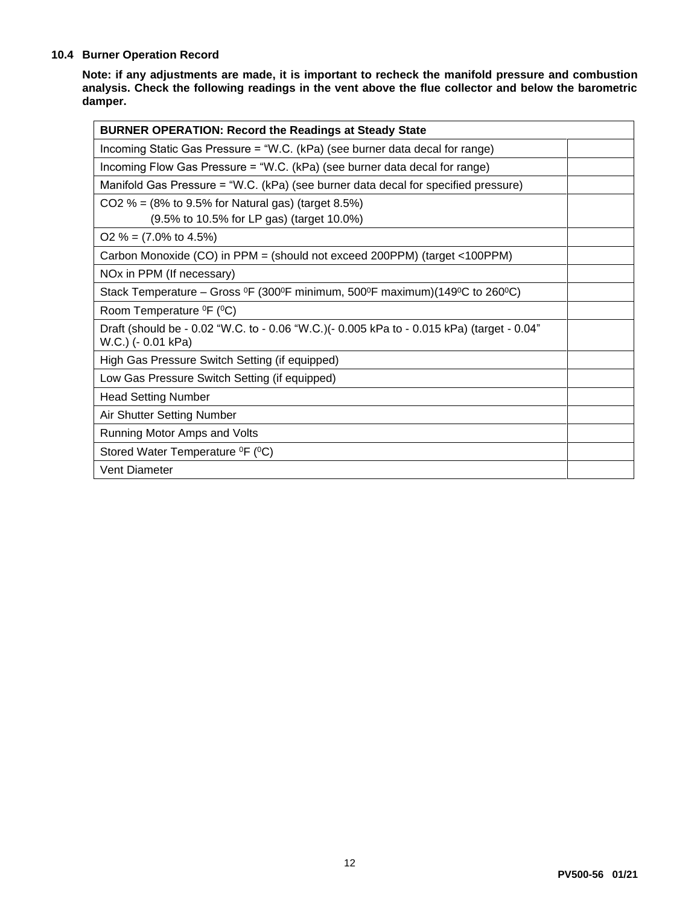### 10.4 Burner Operation Record

**Note: if any adjustments are made, it is important to recheck the manifold pressure and combustion analysis. Check the following readings in the vent above the flue collector and below the barometric damper.**

| **BURNER OPERATION: Record the Readings at Steady State** | |
|---|---|
| Incoming Static Gas Pressure = "W.C. (kPa) (see burner data decal for range) | |
| Incoming Flow Gas Pressure = "W.C. (kPa) (see burner data decal for range) | |
| Manifold Gas Pressure = "W.C. (kPa) (see burner data decal for specified pressure) | |
| $CO_2$ % = (8% to 9.5% for Natural gas) (target 8.5%)<br>(9.5% to 10.5% for LP gas) (target 10.0%) | |
| $O_2$ % = (7.0% to 4.5%) | |
| Carbon Monoxide (CO) in PPM = (should not exceed 200PPM) (target <100PPM) | |
| NOx in PPM (If necessary) | |
| Stack Temperature – Gross $^0$F (300$^0$F minimum, 500$^0$F maximum)(149$^0$C to 260$^0$C) | |
| Room Temperature $^0$F ($^0$C) | |
| Draft (should be - 0.02 "W.C. to - 0.06 "W.C.)(- 0.005 kPa to - 0.015 kPa) (target - 0.04" W.C.) (- 0.01 kPa) | |
| High Gas Pressure Switch Setting (if equipped) | |
| Low Gas Pressure Switch Setting (if equipped) | |
| Head Setting Number | |
| Air Shutter Setting Number | |
| Running Motor Amps and Volts | |
| Stored Water Temperature $^0$F ($^0$C) | |
| Vent Diameter | |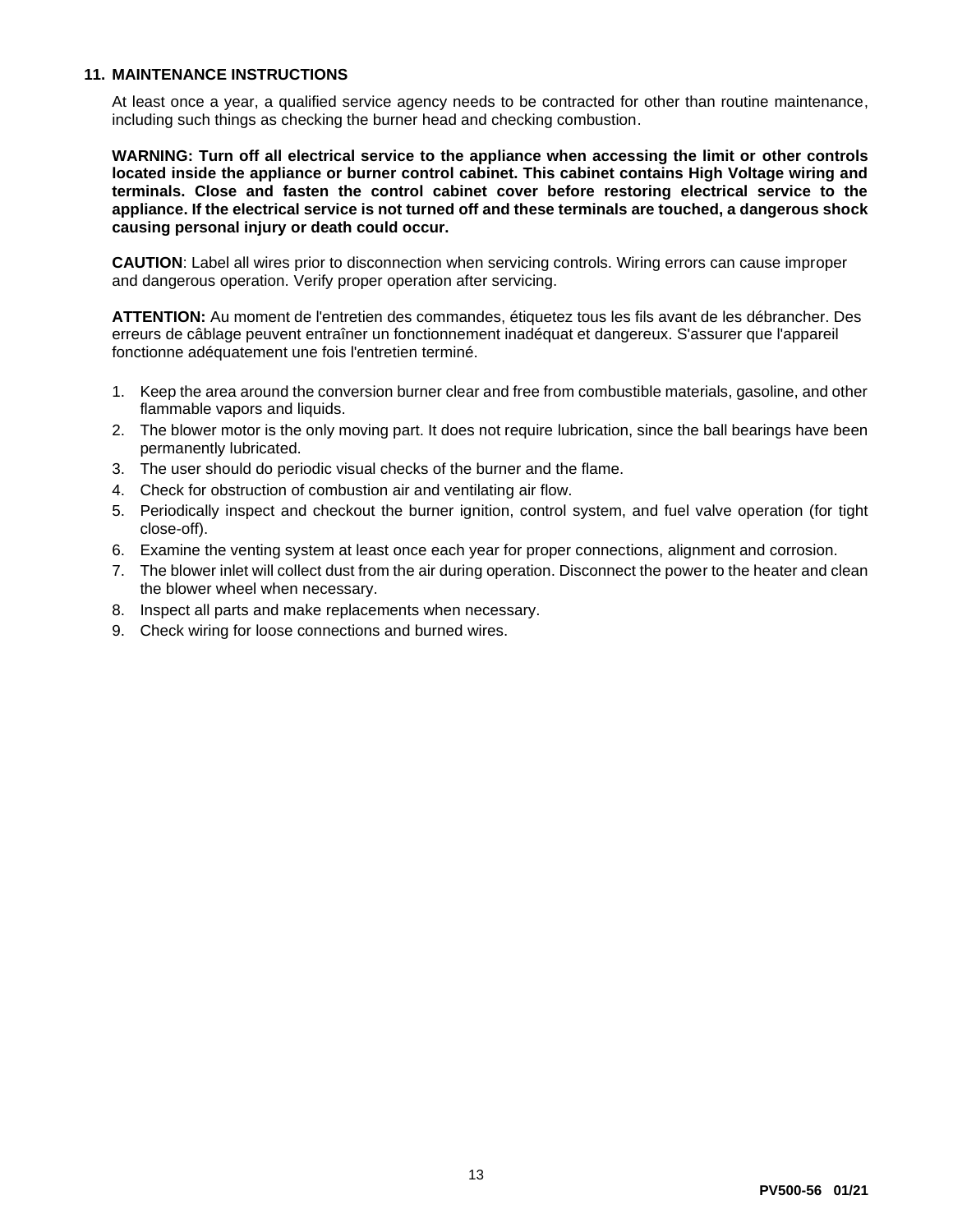## 11. MAINTENANCE INSTRUCTIONS

At least once a year, a qualified service agency needs to be contracted for other than routine maintenance, including such things as checking the burner head and checking combustion.

**WARNING: Turn off all electrical service to the appliance when accessing the limit or other controls located inside the appliance or burner control cabinet. This cabinet contains High Voltage wiring and terminals. Close and fasten the control cabinet cover before restoring electrical service to the appliance. If the electrical service is not turned off and these terminals are touched, a dangerous shock causing personal injury or death could occur.**

**CAUTION**: Label all wires prior to disconnection when servicing controls. Wiring errors can cause improper and dangerous operation. Verify proper operation after servicing.

**ATTENTION:** Au moment de l'entretien des commandes, étiquetez tous les fils avant de les débrancher. Des erreurs de câblage peuvent entraîner un fonctionnement inadéquat et dangereux. S'assurer que l'appareil fonctionne adéquatement une fois l'entretien terminé.

1. Keep the area around the conversion burner clear and free from combustible materials, gasoline, and other flammable vapors and liquids.
2. The blower motor is the only moving part. It does not require lubrication, since the ball bearings have been permanently lubricated.
3. The user should do periodic visual checks of the burner and the flame.
4. Check for obstruction of combustion air and ventilating air flow.
5. Periodically inspect and checkout the burner ignition, control system, and fuel valve operation (for tight close-off).
6. Examine the venting system at least once each year for proper connections, alignment and corrosion.
7. The blower inlet will collect dust from the air during operation. Disconnect the power to the heater and clean the blower wheel when necessary.
8. Inspect all parts and make replacements when necessary.
9. Check wiring for loose connections and burned wires.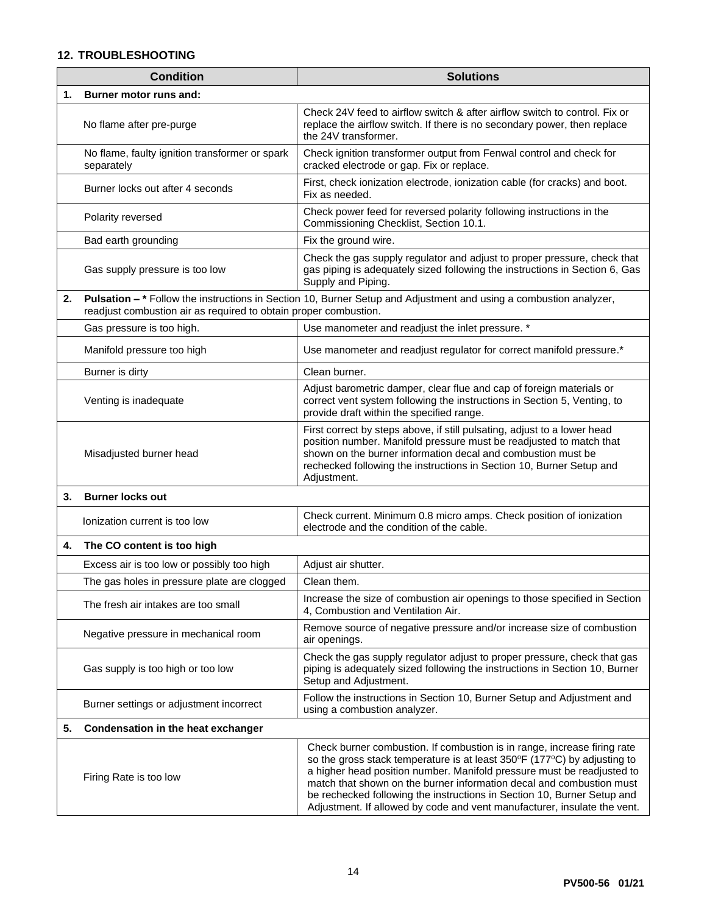## 12. TROUBLESHOOTING

| Condition | Solutions |
|---|---|
| **1. Burner motor runs and:** | |
| No flame after pre-purge | Check 24V feed to airflow switch & after airflow switch to control. Fix or replace the airflow switch. If there is no secondary power, then replace the 24V transformer. |
| No flame, faulty ignition transformer or spark separately | Check ignition transformer output from Fenwal control and check for cracked electrode or gap. Fix or replace. |
| Burner locks out after 4 seconds | First, check ionization electrode, ionization cable (for cracks) and boot. Fix as needed. |
| Polarity reversed | Check power feed for reversed polarity following instructions in the Commissioning Checklist, Section 10.1. |
| Bad earth grounding | Fix the ground wire. |
| Gas supply pressure is too low | Check the gas supply regulator and adjust to proper pressure, check that gas piping is adequately sized following the instructions in Section 6, Gas Supply and Piping. |
| **2. Pulsation – *** Follow the instructions in Section 10, Burner Setup and Adjustment and using a combustion analyzer, readjust combustion air as required to obtain proper combustion. | |
| Gas pressure is too high. | Use manometer and readjust the inlet pressure. * |
| Manifold pressure too high | Use manometer and readjust regulator for correct manifold pressure.* |
| Burner is dirty | Clean burner. |
| Venting is inadequate | Adjust barometric damper, clear flue and cap of foreign materials or correct vent system following the instructions in Section 5, Venting, to provide draft within the specified range. |
| Misadjusted burner head | First correct by steps above, if still pulsating, adjust to a lower head position number. Manifold pressure must be readjusted to match that shown on the burner information decal and combustion must be rechecked following the instructions in Section 10, Burner Setup and Adjustment. |
| **3. Burner locks out** | |
| Ionization current is too low | Check current. Minimum 0.8 micro amps. Check position of ionization electrode and the condition of the cable. |
| **4. The CO content is too high** | |
| Excess air is too low or possibly too high | Adjust air shutter. |
| The gas holes in pressure plate are clogged | Clean them. |
| The fresh air intakes are too small | Increase the size of combustion air openings to those specified in Section 4, Combustion and Ventilation Air. |
| Negative pressure in mechanical room | Remove source of negative pressure and/or increase size of combustion air openings. |
| Gas supply is too high or too low | Check the gas supply regulator adjust to proper pressure, check that gas piping is adequately sized following the instructions in Section 10, Burner Setup and Adjustment. |
| Burner settings or adjustment incorrect | Follow the instructions in Section 10, Burner Setup and Adjustment and using a combustion analyzer. |
| **5. Condensation in the heat exchanger** | |
| Firing Rate is too low | Check burner combustion. If combustion is in range, increase firing rate so the gross stack temperature is at least 350ºF (177ºC) by adjusting to a higher head position number. Manifold pressure must be readjusted to match that shown on the burner information decal and combustion must be rechecked following the instructions in Section 10, Burner Setup and Adjustment. If allowed by code and vent manufacturer, insulate the vent. |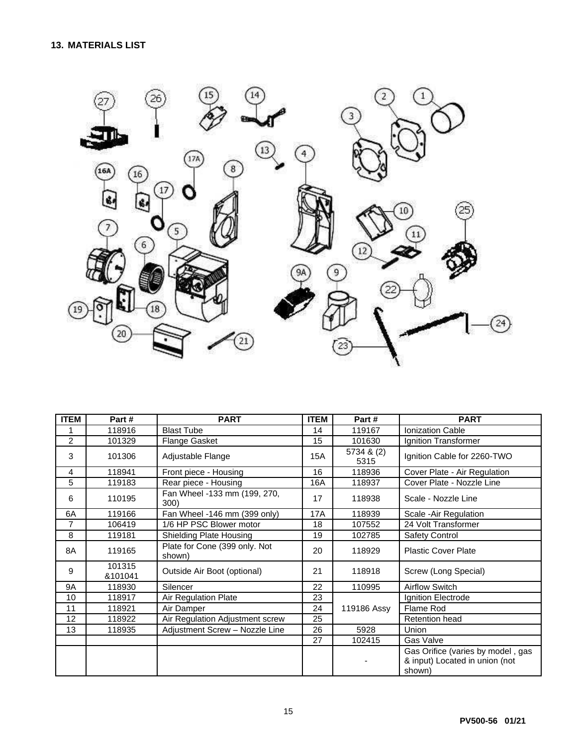## 13. MATERIALS LIST

| ITEM | Part # | PART | ITEM | Part # | PART |
|---|---|---|---|---|---|
| 1 | 118916 | Blast Tube | 14 | 119167 | Ionization Cable |
| 2 | 101329 | Flange Gasket | 15 | 101630 | Ignition Transformer |
| 3 | 101306 | Adjustable Flange | 15A | 5734 & (2) 5315 | Ignition Cable for 2260-TWO |
| 4 | 118941 | Front piece - Housing | 16 | 118936 | Cover Plate - Air Regulation |
| 5 | 119183 | Rear piece - Housing | 16A | 118937 | Cover Plate - Nozzle Line |
| 6 | 110195 | Fan Wheel -133 mm (199, 270, 300) | 17 | 118938 | Scale - Nozzle Line |
| 6A | 119166 | Fan Wheel -146 mm (399 only) | 17A | 118939 | Scale -Air Regulation |
| 7 | 106419 | 1/6 HP PSC Blower motor | 18 | 107552 | 24 Volt Transformer |
| 8 | 119181 | Shielding Plate Housing | 19 | 102785 | Safety Control |
| 8A | 119165 | Plate for Cone (399 only. Not shown) | 20 | 118929 | Plastic Cover Plate |
| 9 | 101315 &101041 | Outside Air Boot (optional) | 21 | 118918 | Screw (Long Special) |
| 9A | 118930 | Silencer | 22 | 110995 | Airflow Switch |
| 10 | 118917 | Air Regulation Plate | 23 | 119186 Assy | Ignition Electrode |
| 11 | 118921 | Air Damper | 24 | | Flame Rod |
| 12 | 118922 | Air Regulation Adjustment screw | 25 | | Retention head |
| 13 | 118935 | Adjustment Screw – Nozzle Line | 26 | 5928 | Union |
| | | | 27 | 102415 | Gas Valve |
| | | | | - | Gas Orifice (varies by model , gas & input) Located in union (not shown) |

PV500-56 01/21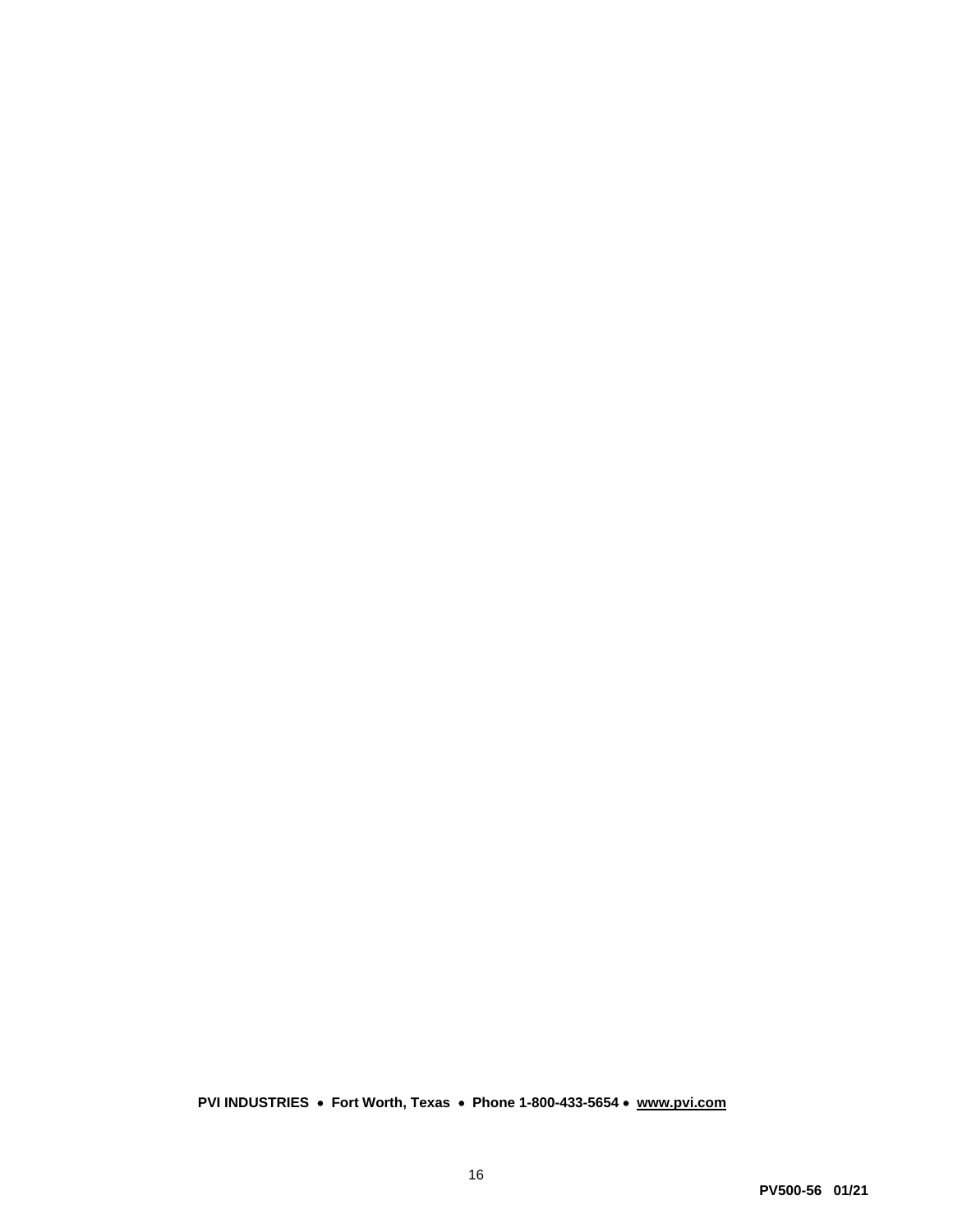**PVI INDUSTRIES • Fort Worth, Texas • Phone 1-800-433-5654 • www.pvi.com**